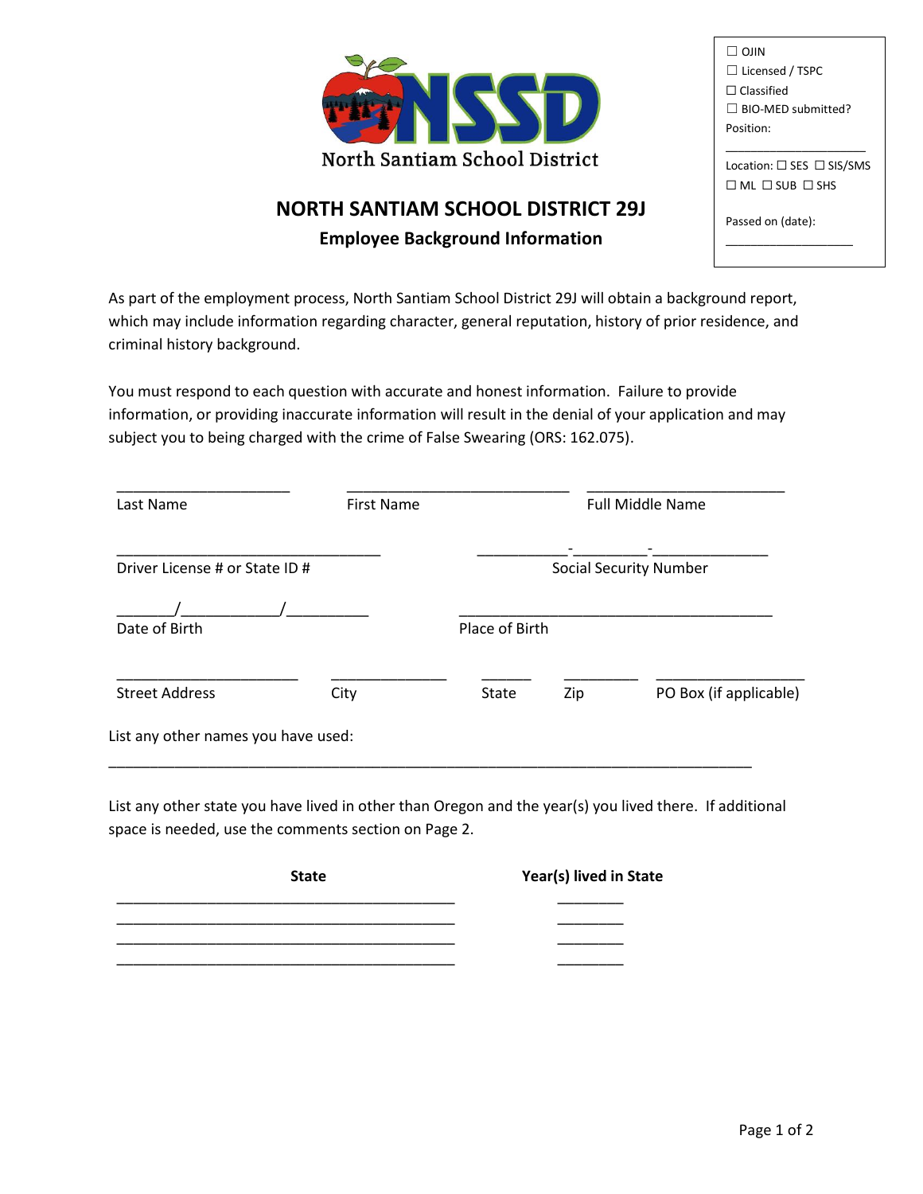North Santiam School District

☐ OJIN
☐ Licensed / TSPC
☐ Classified
☐ BIO-MED submitted?
Position: ____________________

Location: ☐ SES ☐ SIS/SMS ☐ ML ☐ SUB ☐ SHS

Passed on (date): __________________

# NORTH SANTIAM SCHOOL DISTRICT 29J

## Employee Background Information

As part of the employment process, North Santiam School District 29J will obtain a background report, which may include information regarding character, general reputation, history of prior residence, and criminal history background.

You must respond to each question with accurate and honest information. Failure to provide information, or providing inaccurate information will result in the denial of your application and may subject you to being charged with the crime of False Swearing (ORS: 162.075).

_____________________ Last Name  ___________________________ First Name  ________________________ Full Middle Name

________________________________ Driver License # or State ID #  ___________-_________-_____________ Social Security Number

_______/___________/_________ Date of Birth  ______________________________________ Place of Birth

_____________________ Street Address  ______________ City  ______ State  _________ Zip  __________________ PO Box (if applicable)

List any other names you have used:

______________________________________________________________________________

List any other state you have lived in other than Oregon and the year(s) you lived there. If additional space is needed, use the comments section on Page 2.

| State | Year(s) lived in State |
| --- | --- |
| _________________________________________ | ________ |
| _________________________________________ | ________ |
| _________________________________________ | ________ |
| _________________________________________ | ________ |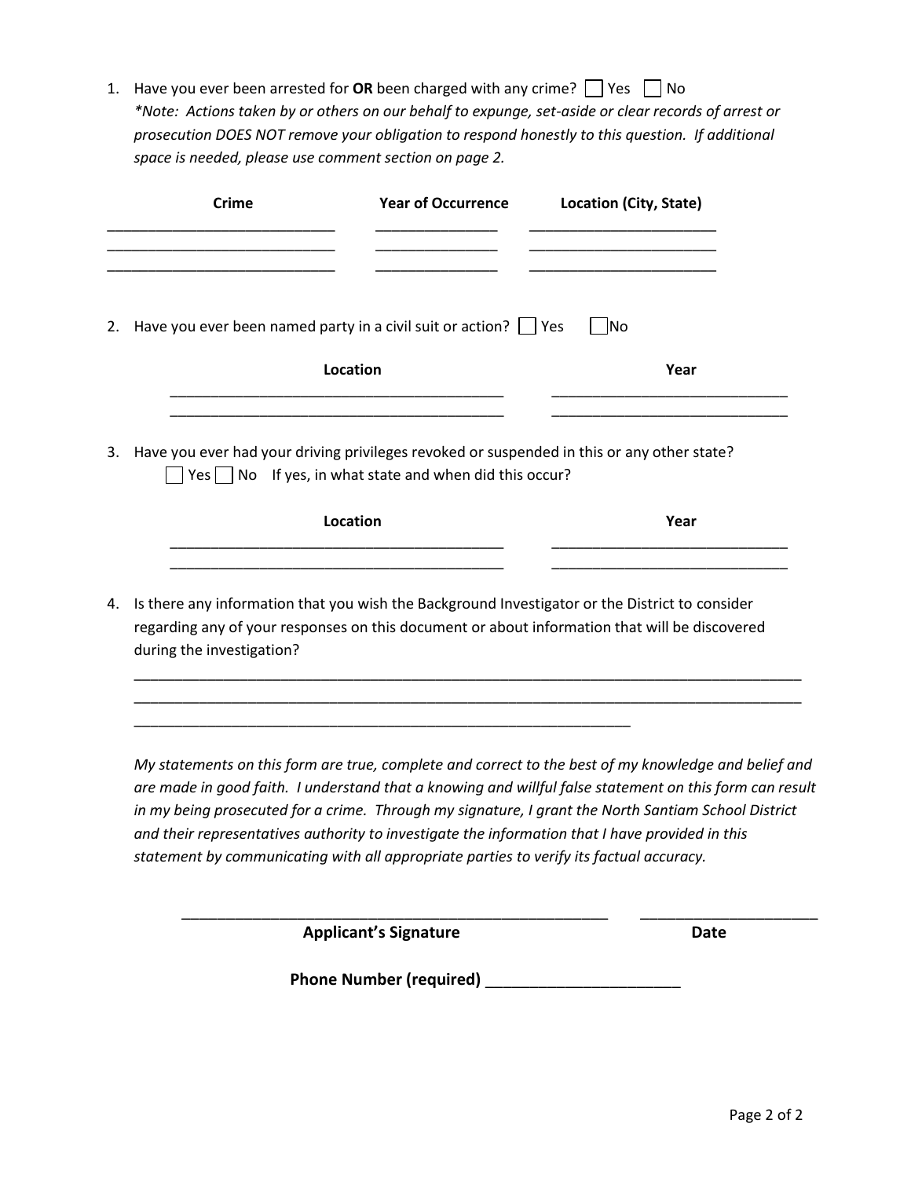1. Have you ever been arrested for **OR** been charged with any crime? ☐ Yes ☐ No
   *\*Note: Actions taken by or others on our behalf to expunge, set-aside or clear records of arrest or prosecution DOES NOT remove your obligation to respond honestly to this question. If additional space is needed, please use comment section on page 2.*

| Crime | Year of Occurrence | Location (City, State) |
|---|---|---|
| ____________________________ | _______________ | _______________________ |
| ____________________________ | _______________ | _______________________ |
| ____________________________ | _______________ | _______________________ |

2. Have you ever been named party in a civil suit or action? ☐ Yes ☐ No

| Location | Year |
|---|---|
| _________________________________________ | _____________________________ |
| _________________________________________ | _____________________________ |

3. Have you ever had your driving privileges revoked or suspended in this or any other state?
   ☐ Yes ☐ No If yes, in what state and when did this occur?

| Location | Year |
|---|---|
| _________________________________________ | _____________________________ |
| _________________________________________ | _____________________________ |

4. Is there any information that you wish the Background Investigator or the District to consider regarding any of your responses on this document or about information that will be discovered during the investigation?

   _________________________________________________________________________________
   _________________________________________________________________________________
   ______________________________________________________________

*My statements on this form are true, complete and correct to the best of my knowledge and belief and are made in good faith. I understand that a knowing and willful false statement on this form can result in my being prosecuted for a crime. Through my signature, I grant the North Santiam School District and their representatives authority to investigate the information that I have provided in this statement by communicating with all appropriate parties to verify its factual accuracy.*

_____________________________________________________ ____________________
**Applicant's Signature** **Date**

**Phone Number (required)** ______________________